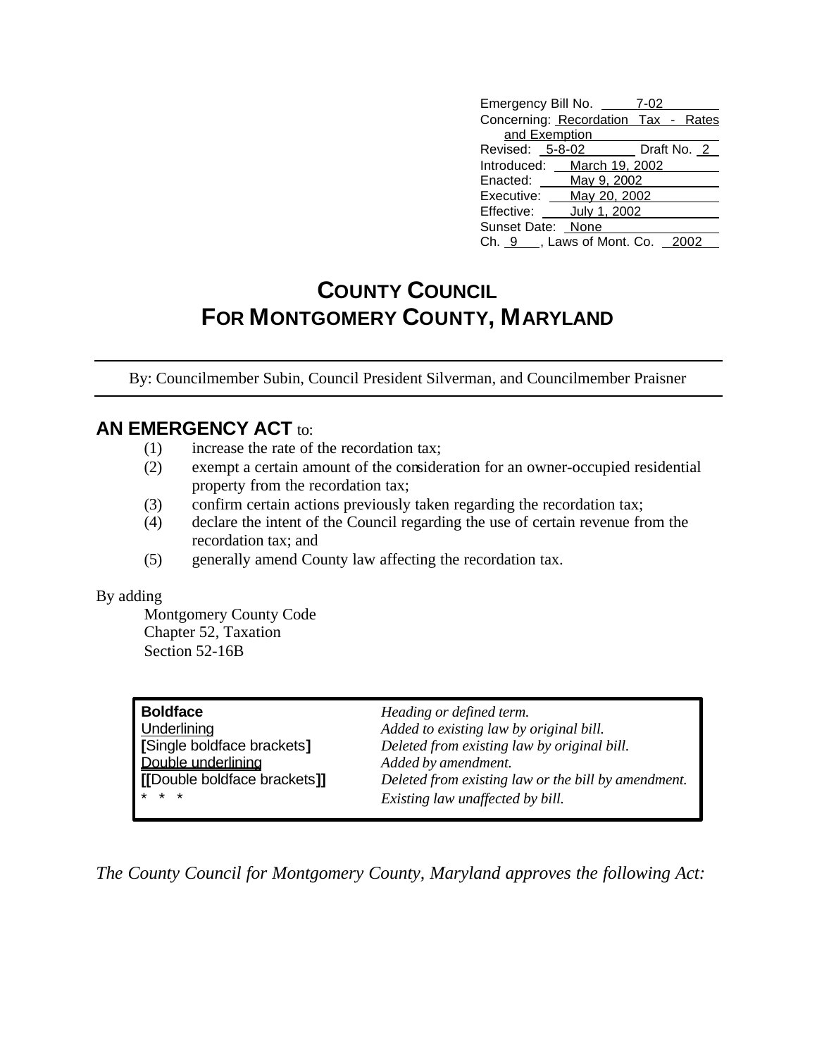| | |
|---|---|
| Emergency Bill No. | 7-02 |
| Concerning: | Recordation Tax - Rates and Exemption |
| Revised: | 5-8-02 Draft No. 2 |
| Introduced: | March 19, 2002 |
| Enacted: | May 9, 2002 |
| Executive: | May 20, 2002 |
| Effective: | July 1, 2002 |
| Sunset Date: | None |
| Ch. 9 , Laws of Mont. Co. | 2002 |

# COUNTY COUNCIL
# FOR MONTGOMERY COUNTY, MARYLAND

By: Councilmember Subin, Council President Silverman, and Councilmember Praisner

## AN EMERGENCY ACT to:

(1) increase the rate of the recordation tax;

(2) exempt a certain amount of the consideration for an owner-occupied residential property from the recordation tax;

(3) confirm certain actions previously taken regarding the recordation tax;

(4) declare the intent of the Council regarding the use of certain revenue from the recordation tax; and

(5) generally amend County law affecting the recordation tax.

By adding

Montgomery County Code
Chapter 52, Taxation
Section 52-16B

| | |
|---|---|
| **Boldface** | *Heading or defined term.* |
| Underlining | *Added to existing law by original bill.* |
| **[**Single boldface brackets**]** | *Deleted from existing law by original bill.* |
| Double underlining | *Added by amendment.* |
| **[[**Double boldface brackets**]]** | *Deleted from existing law or the bill by amendment.* |
| * * * | *Existing law unaffected by bill.* |

*The County Council for Montgomery County, Maryland approves the following Act:*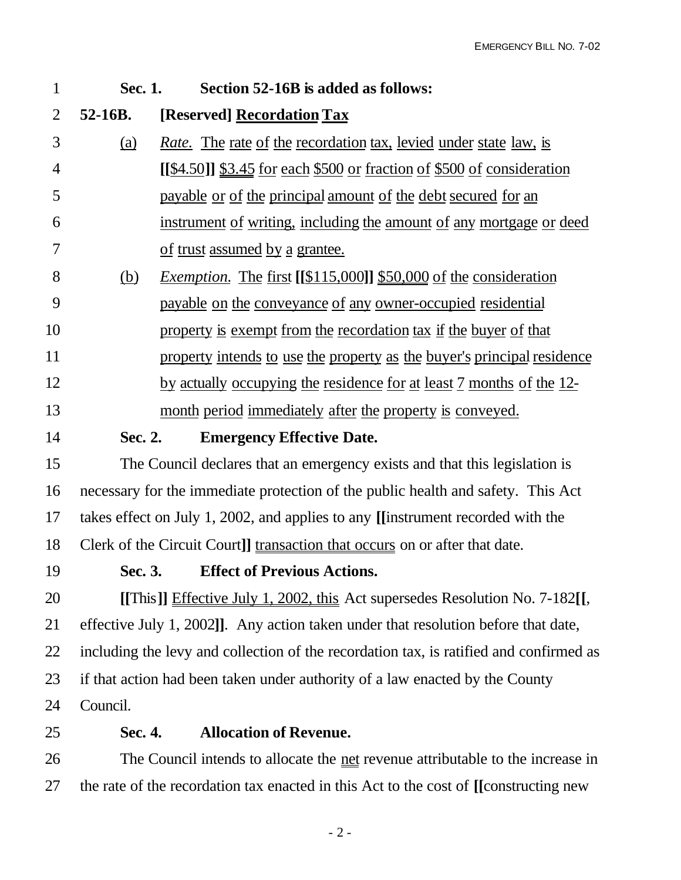**Sec. 1. Section 52-16B is added as follows:**

**52-16B. [Reserved] Recordation Tax**

(a) *Rate.* The rate of the recordation tax, levied under state law, is **[[**$4.50**]]** $3.45 for each $500 or fraction of $500 of consideration payable or of the principal amount of the debt secured for an instrument of writing, including the amount of any mortgage or deed of trust assumed by a grantee.

(b) *Exemption.* The first **[[**$115,000**]]** $50,000 of the consideration payable on the conveyance of any owner-occupied residential property is exempt from the recordation tax if the buyer of that property intends to use the property as the buyer's principal residence by actually occupying the residence for at least 7 months of the 12-month period immediately after the property is conveyed.

**Sec. 2. Emergency Effective Date.**

The Council declares that an emergency exists and that this legislation is necessary for the immediate protection of the public health and safety. This Act takes effect on July 1, 2002, and applies to any **[[**instrument recorded with the Clerk of the Circuit Court**]]** transaction that occurs on or after that date.

**Sec. 3. Effect of Previous Actions.**

**[[**This**]]** Effective July 1, 2002, this Act supersedes Resolution No. 7-182**[[**, effective July 1, 2002**]]**. Any action taken under that resolution before that date, including the levy and collection of the recordation tax, is ratified and confirmed as if that action had been taken under authority of a law enacted by the County Council.

**Sec. 4. Allocation of Revenue.**

The Council intends to allocate the net revenue attributable to the increase in the rate of the recordation tax enacted in this Act to the cost of **[[**constructing new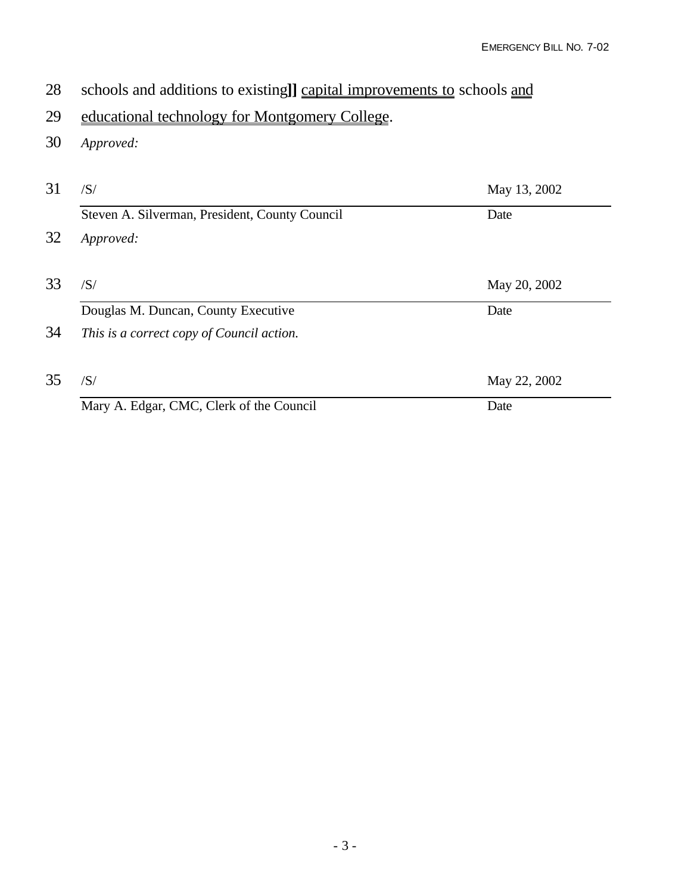28 schools and additions to existing]] capital improvements to schools and

29 educational technology for Montgomery College.

30 *Approved:*

| | |
|---|---|
| 31 /S/ | May 13, 2002 |
| Steven A. Silverman, President, County Council | Date |

32 *Approved:*

| | |
|---|---|
| 33 /S/ | May 20, 2002 |
| Douglas M. Duncan, County Executive | Date |

34 *This is a correct copy of Council action.*

| | |
|---|---|
| 35 /S/ | May 22, 2002 |
| Mary A. Edgar, CMC, Clerk of the Council | Date |